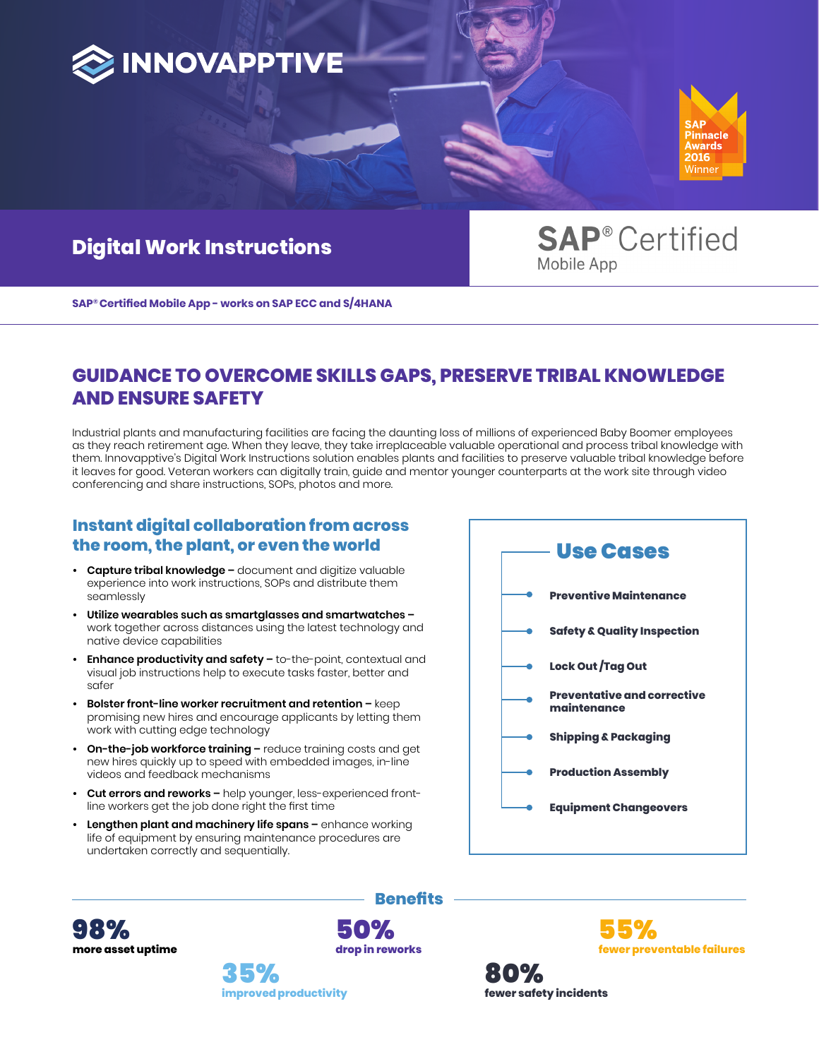INNOVAPPTIVE

SAP Pinnacle Awards 2016 Winner

# Digital Work Instructions

**SAP® Certified** Mobile App

**SAP® Certified Mobile App - works on SAP ECC and S/4HANA**

## GUIDANCE TO OVERCOME SKILLS GAPS, PRESERVE TRIBAL KNOWLEDGE AND ENSURE SAFETY

Industrial plants and manufacturing facilities are facing the daunting loss of millions of experienced Baby Boomer employees as they reach retirement age. When they leave, they take irreplaceable valuable operational and process tribal knowledge with them. Innovapptive's Digital Work Instructions solution enables plants and facilities to preserve valuable tribal knowledge before it leaves for good. Veteran workers can digitally train, guide and mentor younger counterparts at the work site through video conferencing and share instructions, SOPs, photos and more.

### Instant digital collaboration from across the room, the plant, or even the world

- **Capture tribal knowledge –** document and digitize valuable experience into work instructions, SOPs and distribute them seamlessly
- **Utilize wearables such as smartglasses and smartwatches –** work together across distances using the latest technology and native device capabilities
- **Enhance productivity and safety –** to-the-point, contextual and visual job instructions help to execute tasks faster, better and safer
- **Bolster front-line worker recruitment and retention –** keep promising new hires and encourage applicants by letting them work with cutting edge technology
- **On-the-job workforce training –** reduce training costs and get new hires quickly up to speed with embedded images, in-line videos and feedback mechanisms
- **Cut errors and reworks –** help younger, less-experienced front-line workers get the job done right the first time
- **Lengthen plant and machinery life spans –** enhance working life of equipment by ensuring maintenance procedures are undertaken correctly and sequentially.

### Use Cases

- Preventive Maintenance
- Safety & Quality Inspection
- Lock Out/Tag Out
- Preventative and corrective maintenance
- Shipping & Packaging
- Production Assembly
- Equipment Changeovers

### Benefits

**98%** more asset uptime

**50%** drop in reworks

**55%** fewer preventable failures

**35%** improved productivity

**80%** fewer safety incidents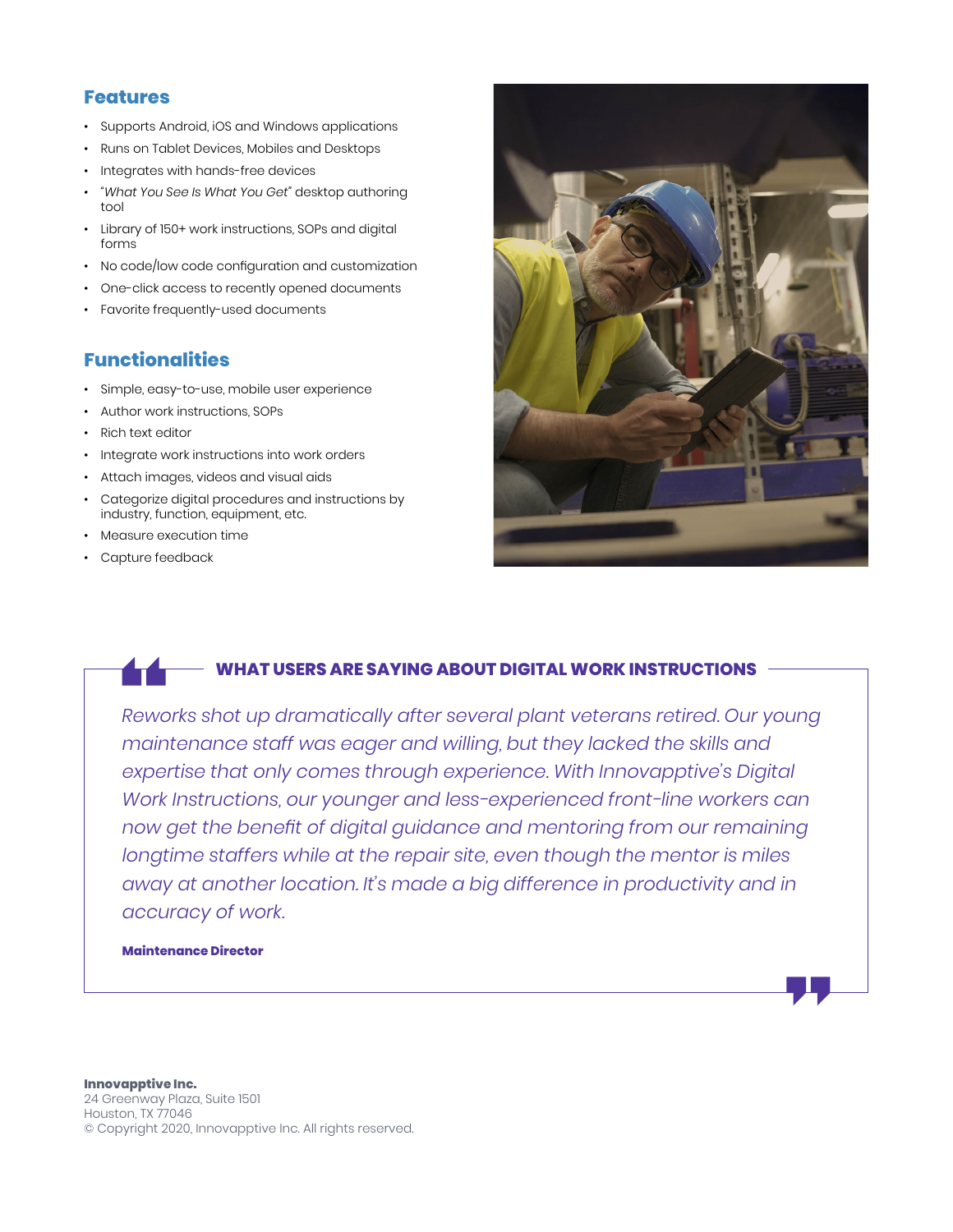## Features

- Supports Android, iOS and Windows applications
- Runs on Tablet Devices, Mobiles and Desktops
- Integrates with hands-free devices
- "*What You See Is What You Get*" desktop authoring tool
- Library of 150+ work instructions, SOPs and digital forms
- No code/low code configuration and customization
- One-click access to recently opened documents
- Favorite frequently-used documents

## Functionalities

- Simple, easy-to-use, mobile user experience
- Author work instructions, SOPs
- Rich text editor
- Integrate work instructions into work orders
- Attach images, videos and visual aids
- Categorize digital procedures and instructions by industry, function, equipment, etc.
- Measure execution time
- Capture feedback

### WHAT USERS ARE SAYING ABOUT DIGITAL WORK INSTRUCTIONS

*Reworks shot up dramatically after several plant veterans retired. Our young maintenance staff was eager and willing, but they lacked the skills and expertise that only comes through experience. With Innovapptive's Digital Work Instructions, our younger and less-experienced front-line workers can now get the benefit of digital guidance and mentoring from our remaining longtime staffers while at the repair site, even though the mentor is miles away at another location. It's made a big difference in productivity and in accuracy of work.*

**Maintenance Director**

**Innovapptive Inc.**
24 Greenway Plaza, Suite 1501
Houston, TX 77046
© Copyright 2020, Innovapptive Inc. All rights reserved.